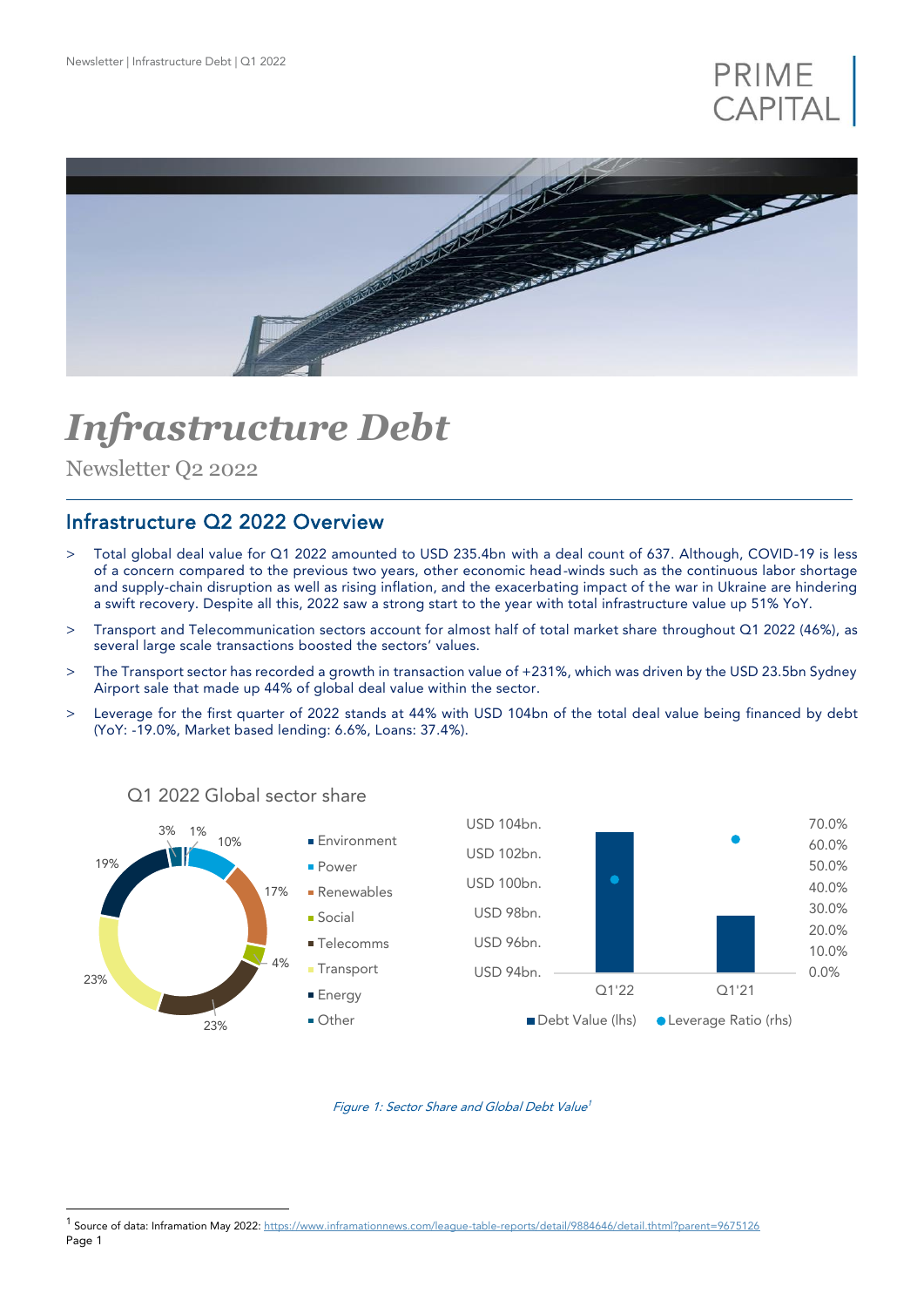# *Infrastructure Debt*

Newsletter Q2 2022

## Infrastructure Q2 2022 Overview

> Total global deal value for Q1 2022 amounted to USD 235.4bn with a deal count of 637. Although, COVID-19 is less of a concern compared to the previous two years, other economic head-winds such as the continuous labor shortage and supply-chain disruption as well as rising inflation, and the exacerbating impact of the war in Ukraine are hindering a swift recovery. Despite all this, 2022 saw a strong start to the year with total infrastructure value up 51% YoY.

> Transport and Telecommunication sectors account for almost half of total market share throughout Q1 2022 (46%), as several large scale transactions boosted the sectors' values.

> The Transport sector has recorded a growth in transaction value of +231%, which was driven by the USD 23.5bn Sydney Airport sale that made up 44% of global deal value within the sector.

> Leverage for the first quarter of 2022 stands at 44% with USD 104bn of the total deal value being financed by debt (YoY: -19.0%, Market based lending: 6.6%, Loans: 37.4%).

Q1 2022 Global sector share

| Sector | Share |
|---|---|
| Environment | 1% |
| Power | 10% |
| Renewables | 17% |
| Social | 4% |
| Telecomms | 23% |
| Transport | 23% |
| Energy | 19% |
| Other | 3% |

Debt Value (lhs) / Leverage Ratio (rhs): Q1'22, Q1'21

*Figure 1: Sector Share and Global Debt Value*[1]

[1] Source of data: Inframation May 2022: https://www.inframationnews.com/league-table-reports/detail/9884646/detail.thtml?parent=9675126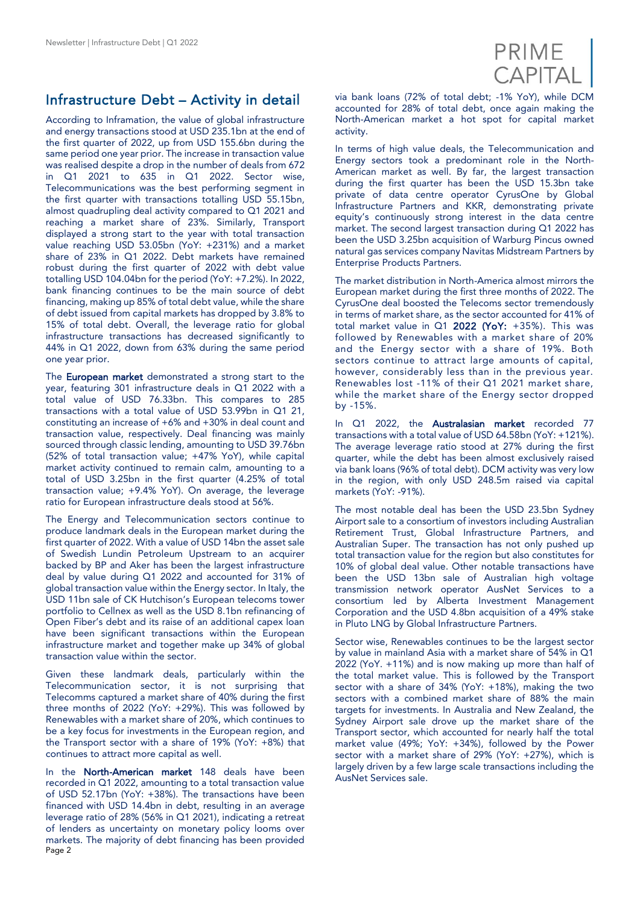## Infrastructure Debt – Activity in detail

According to Inframation, the value of global infrastructure and energy transactions stood at USD 235.1bn at the end of the first quarter of 2022, up from USD 155.6bn during the same period one year prior. The increase in transaction value was realised despite a drop in the number of deals from 672 in Q1 2021 to 635 in Q1 2022. Sector wise, Telecommunications was the best performing segment in the first quarter with transactions totalling USD 55.15bn, almost quadrupling deal activity compared to Q1 2021 and reaching a market share of 23%. Similarly, Transport displayed a strong start to the year with total transaction value reaching USD 53.05bn (YoY: +231%) and a market share of 23% in Q1 2022. Debt markets have remained robust during the first quarter of 2022 with debt value totalling USD 104.04bn for the period (YoY: +7.2%). In 2022, bank financing continues to be the main source of debt financing, making up 85% of total debt value, while the share of debt issued from capital markets has dropped by 3.8% to 15% of total debt. Overall, the leverage ratio for global infrastructure transactions has decreased significantly to 44% in Q1 2022, down from 63% during the same period one year prior.

The **European market** demonstrated a strong start to the year, featuring 301 infrastructure deals in Q1 2022 with a total value of USD 76.33bn. This compares to 285 transactions with a total value of USD 53.99bn in Q1 21, constituting an increase of +6% and +30% in deal count and transaction value, respectively. Deal financing was mainly sourced through classic lending, amounting to USD 39.76bn (52% of total transaction value; +47% YoY), while capital market activity continued to remain calm, amounting to a total of USD 3.25bn in the first quarter (4.25% of total transaction value; +9.4% YoY). On average, the leverage ratio for European infrastructure deals stood at 56%.

The Energy and Telecommunication sectors continue to produce landmark deals in the European market during the first quarter of 2022. With a value of USD 14bn the asset sale of Swedish Lundin Petroleum Upstream to an acquirer backed by BP and Aker has been the largest infrastructure deal by value during Q1 2022 and accounted for 31% of global transaction value within the Energy sector. In Italy, the USD 11bn sale of CK Hutchison's European telecoms tower portfolio to Cellnex as well as the USD 8.1bn refinancing of Open Fiber's debt and its raise of an additional capex loan have been significant transactions within the European infrastructure market and together make up 34% of global transaction value within the sector.

Given these landmark deals, particularly within the Telecommunication sector, it is not surprising that Telecomms captured a market share of 40% during the first three months of 2022 (YoY: +29%). This was followed by Renewables with a market share of 20%, which continues to be a key focus for investments in the European region, and the Transport sector with a share of 19% (YoY: +8%) that continues to attract more capital as well.

In the **North-American market** 148 deals have been recorded in Q1 2022, amounting to a total transaction value of USD 52.17bn (YoY: +38%). The transactions have been financed with USD 14.4bn in debt, resulting in an average leverage ratio of 28% (56% in Q1 2021), indicating a retreat of lenders as uncertainty on monetary policy looms over markets. The majority of debt financing has been provided via bank loans (72% of total debt; -1% YoY), while DCM accounted for 28% of total debt, once again making the North-American market a hot spot for capital market activity.

In terms of high value deals, the Telecommunication and Energy sectors took a predominant role in the North-American market as well. By far, the largest transaction during the first quarter has been the USD 15.3bn take private of data centre operator CyrusOne by Global Infrastructure Partners and KKR, demonstrating private equity's continuously strong interest in the data centre market. The second largest transaction during Q1 2022 has been the USD 3.25bn acquisition of Warburg Pincus owned natural gas services company Navitas Midstream Partners by Enterprise Products Partners.

The market distribution in North-America almost mirrors the European market during the first three months of 2022. The CyrusOne deal boosted the Telecoms sector tremendously in terms of market share, as the sector accounted for 41% of total market value in Q1 **2022 (YoY:** +35%). This was followed by Renewables with a market share of 20% and the Energy sector with a share of 19%. Both sectors continue to attract large amounts of capital, however, considerably less than in the previous year. Renewables lost -11% of their Q1 2021 market share, while the market share of the Energy sector dropped by -15%.

In Q1 2022, the **Australasian market** recorded 77 transactions with a total value of USD 64.58bn (YoY: +121%). The average leverage ratio stood at 27% during the first quarter, while the debt has been almost exclusively raised via bank loans (96% of total debt). DCM activity was very low in the region, with only USD 248.5m raised via capital markets (YoY: -91%).

The most notable deal has been the USD 23.5bn Sydney Airport sale to a consortium of investors including Australian Retirement Trust, Global Infrastructure Partners, and Australian Super. The transaction has not only pushed up total transaction value for the region but also constitutes for 10% of global deal value. Other notable transactions have been the USD 13bn sale of Australian high voltage transmission network operator AusNet Services to a consortium led by Alberta Investment Management Corporation and the USD 4.8bn acquisition of a 49% stake in Pluto LNG by Global Infrastructure Partners.

Sector wise, Renewables continues to be the largest sector by value in mainland Asia with a market share of 54% in Q1 2022 (YoY. +11%) and is now making up more than half of the total market value. This is followed by the Transport sector with a share of 34% (YoY: +18%), making the two sectors with a combined market share of 88% the main targets for investments. In Australia and New Zealand, the Sydney Airport sale drove up the market share of the Transport sector, which accounted for nearly half the total market value (49%; YoY: +34%), followed by the Power sector with a market share of 29% (YoY: +27%), which is largely driven by a few large scale transactions including the AusNet Services sale.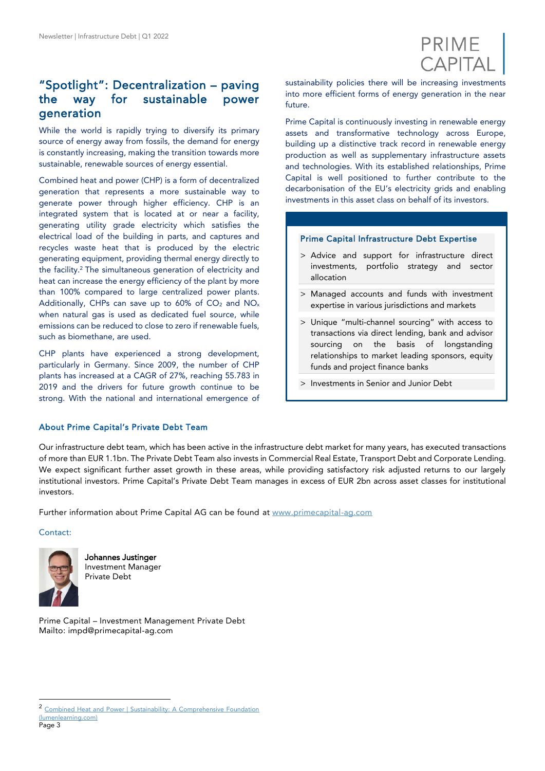## "Spotlight": Decentralization – paving the way for sustainable power generation

While the world is rapidly trying to diversify its primary source of energy away from fossils, the demand for energy is constantly increasing, making the transition towards more sustainable, renewable sources of energy essential.

Combined heat and power (CHP) is a form of decentralized generation that represents a more sustainable way to generate power through higher efficiency. CHP is an integrated system that is located at or near a facility, generating utility grade electricity which satisfies the electrical load of the building in parts, and captures and recycles waste heat that is produced by the electric generating equipment, providing thermal energy directly to the facility.[2] The simultaneous generation of electricity and heat can increase the energy efficiency of the plant by more than 100% compared to large centralized power plants. Additionally, CHPs can save up to 60% of $CO_2$ and $NO_x$ when natural gas is used as dedicated fuel source, while emissions can be reduced to close to zero if renewable fuels, such as biomethane, are used.

CHP plants have experienced a strong development, particularly in Germany. Since 2009, the number of CHP plants has increased at a CAGR of 27%, reaching 55.783 in 2019 and the drivers for future growth continue to be strong. With the national and international emergence of sustainability policies there will be increasing investments into more efficient forms of energy generation in the near future.

Prime Capital is continuously investing in renewable energy assets and transformative technology across Europe, building up a distinctive track record in renewable energy production as well as supplementary infrastructure assets and technologies. With its established relationships, Prime Capital is well positioned to further contribute to the decarbonisation of the EU's electricity grids and enabling investments in this asset class on behalf of its investors.

### Prime Capital Infrastructure Debt Expertise

> Advice and support for infrastructure direct investments, portfolio strategy and sector allocation

> Managed accounts and funds with investment expertise in various jurisdictions and markets

> Unique "multi-channel sourcing" with access to transactions via direct lending, bank and advisor sourcing on the basis of longstanding relationships to market leading sponsors, equity funds and project finance banks

> Investments in Senior and Junior Debt

### About Prime Capital's Private Debt Team

Our infrastructure debt team, which has been active in the infrastructure debt market for many years, has executed transactions of more than EUR 1.1bn. The Private Debt Team also invests in Commercial Real Estate, Transport Debt and Corporate Lending. We expect significant further asset growth in these areas, while providing satisfactory risk adjusted returns to our largely institutional investors. Prime Capital's Private Debt Team manages in excess of EUR 2bn across asset classes for institutional investors.

Further information about Prime Capital AG can be found at [www.primecapital-ag.com](http://www.primecapital-ag.com)

Contact:

**Johannes Justinger**
Investment Manager
Private Debt

Prime Capital – Investment Management Private Debt
Mailto: impd@primecapital-ag.com

---

[2] Combined Heat and Power | Sustainability: A Comprehensive Foundation (lumenlearning.com)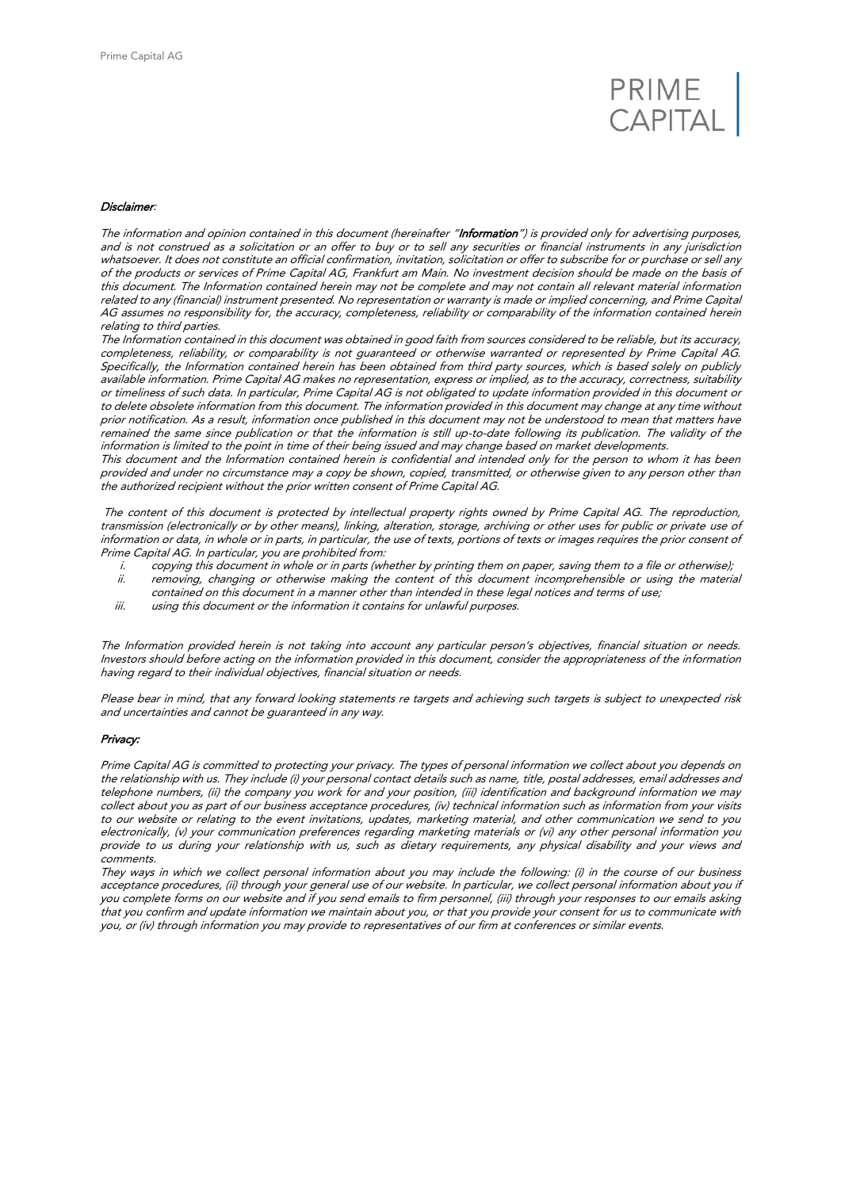*Disclaimer:*

*The information and opinion contained in this document (hereinafter "**Information**") is provided only for advertising purposes, and is not construed as a solicitation or an offer to buy or to sell any securities or financial instruments in any jurisdiction whatsoever. It does not constitute an official confirmation, invitation, solicitation or offer to subscribe for or purchase or sell any of the products or services of Prime Capital AG, Frankfurt am Main. No investment decision should be made on the basis of this document. The Information contained herein may not be complete and may not contain all relevant material information related to any (financial) instrument presented. No representation or warranty is made or implied concerning, and Prime Capital AG assumes no responsibility for, the accuracy, completeness, reliability or comparability of the information contained herein relating to third parties.*

*The Information contained in this document was obtained in good faith from sources considered to be reliable, but its accuracy, completeness, reliability, or comparability is not guaranteed or otherwise warranted or represented by Prime Capital AG. Specifically, the Information contained herein has been obtained from third party sources, which is based solely on publicly available information. Prime Capital AG makes no representation, express or implied, as to the accuracy, correctness, suitability or timeliness of such data. In particular, Prime Capital AG is not obligated to update information provided in this document or to delete obsolete information from this document. The information provided in this document may change at any time without prior notification. As a result, information once published in this document may not be understood to mean that matters have remained the same since publication or that the information is still up-to-date following its publication. The validity of the information is limited to the point in time of their being issued and may change based on market developments.*

*This document and the Information contained herein is confidential and intended only for the person to whom it has been provided and under no circumstance may a copy be shown, copied, transmitted, or otherwise given to any person other than the authorized recipient without the prior written consent of Prime Capital AG.*

*The content of this document is protected by intellectual property rights owned by Prime Capital AG. The reproduction, transmission (electronically or by other means), linking, alteration, storage, archiving or other uses for public or private use of information or data, in whole or in parts, in particular, the use of texts, portions of texts or images requires the prior consent of Prime Capital AG. In particular, you are prohibited from:*

- *i. copying this document in whole or in parts (whether by printing them on paper, saving them to a file or otherwise);*
- *ii. removing, changing or otherwise making the content of this document incomprehensible or using the material contained on this document in a manner other than intended in these legal notices and terms of use;*
- *iii. using this document or the information it contains for unlawful purposes.*

*The Information provided herein is not taking into account any particular person's objectives, financial situation or needs. Investors should before acting on the information provided in this document, consider the appropriateness of the information having regard to their individual objectives, financial situation or needs.*

*Please bear in mind, that any forward looking statements re targets and achieving such targets is subject to unexpected risk and uncertainties and cannot be guaranteed in any way.*

***Privacy:***

*Prime Capital AG is committed to protecting your privacy. The types of personal information we collect about you depends on the relationship with us. They include (i) your personal contact details such as name, title, postal addresses, email addresses and telephone numbers, (ii) the company you work for and your position, (iii) identification and background information we may collect about you as part of our business acceptance procedures, (iv) technical information such as information from your visits to our website or relating to the event invitations, updates, marketing material, and other communication we send to you electronically, (v) your communication preferences regarding marketing materials or (vi) any other personal information you provide to us during your relationship with us, such as dietary requirements, any physical disability and your views and comments.*

*They ways in which we collect personal information about you may include the following: (i) in the course of our business acceptance procedures, (ii) through your general use of our website. In particular, we collect personal information about you if you complete forms on our website and if you send emails to firm personnel, (iii) through your responses to our emails asking that you confirm and update information we maintain about you, or that you provide your consent for us to communicate with you, or (iv) through information you may provide to representatives of our firm at conferences or similar events.*